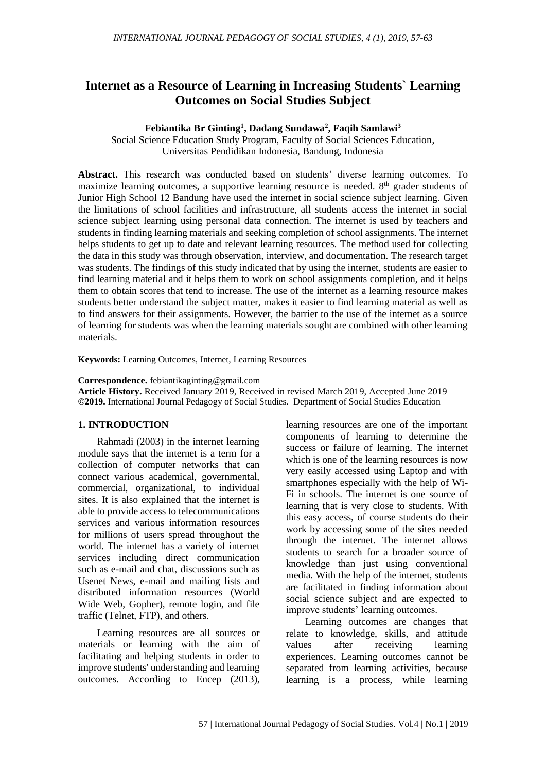# Internet as a Resource of Learning in Increasing Students` Learning Outcomes on Social Studies Subject

**Febiantika Br Ginting[1], Dadang Sundawa[2], Faqih Samlawi[3]**

Social Science Education Study Program, Faculty of Social Sciences Education, Universitas Pendidikan Indonesia, Bandung, Indonesia

**Abstract.** This research was conducted based on students' diverse learning outcomes. To maximize learning outcomes, a supportive learning resource is needed. 8th grader students of Junior High School 12 Bandung have used the internet in social science subject learning. Given the limitations of school facilities and infrastructure, all students access the internet in social science subject learning using personal data connection. The internet is used by teachers and students in finding learning materials and seeking completion of school assignments. The internet helps students to get up to date and relevant learning resources. The method used for collecting the data in this study was through observation, interview, and documentation. The research target was students. The findings of this study indicated that by using the internet, students are easier to find learning material and it helps them to work on school assignments completion, and it helps them to obtain scores that tend to increase. The use of the internet as a learning resource makes students better understand the subject matter, makes it easier to find learning material as well as to find answers for their assignments. However, the barrier to the use of the internet as a source of learning for students was when the learning materials sought are combined with other learning materials.

**Keywords:** Learning Outcomes, Internet, Learning Resources

**Correspondence.** febiantikaginting@gmail.com
**Article History.** Received January 2019, Received in revised March 2019, Accepted June 2019
**©2019.** International Journal Pedagogy of Social Studies. Department of Social Studies Education

## 1. INTRODUCTION

Rahmadi (2003) in the internet learning module says that the internet is a term for a collection of computer networks that can connect various academical, governmental, commercial, organizational, to individual sites. It is also explained that the internet is able to provide access to telecommunications services and various information resources for millions of users spread throughout the world. The internet has a variety of internet services including direct communication such as e-mail and chat, discussions such as Usenet News, e-mail and mailing lists and distributed information resources (World Wide Web, Gopher), remote login, and file traffic (Telnet, FTP), and others.

Learning resources are all sources or materials or learning with the aim of facilitating and helping students in order to improve students' understanding and learning outcomes. According to Encep (2013), learning resources are one of the important components of learning to determine the success or failure of learning. The internet which is one of the learning resources is now very easily accessed using Laptop and with smartphones especially with the help of Wi-Fi in schools. The internet is one source of learning that is very close to students. With this easy access, of course students do their work by accessing some of the sites needed through the internet. The internet allows students to search for a broader source of knowledge than just using conventional media. With the help of the internet, students are facilitated in finding information about social science subject and are expected to improve students' learning outcomes.

Learning outcomes are changes that relate to knowledge, skills, and attitude values after receiving learning experiences. Learning outcomes cannot be separated from learning activities, because learning is a process, while learning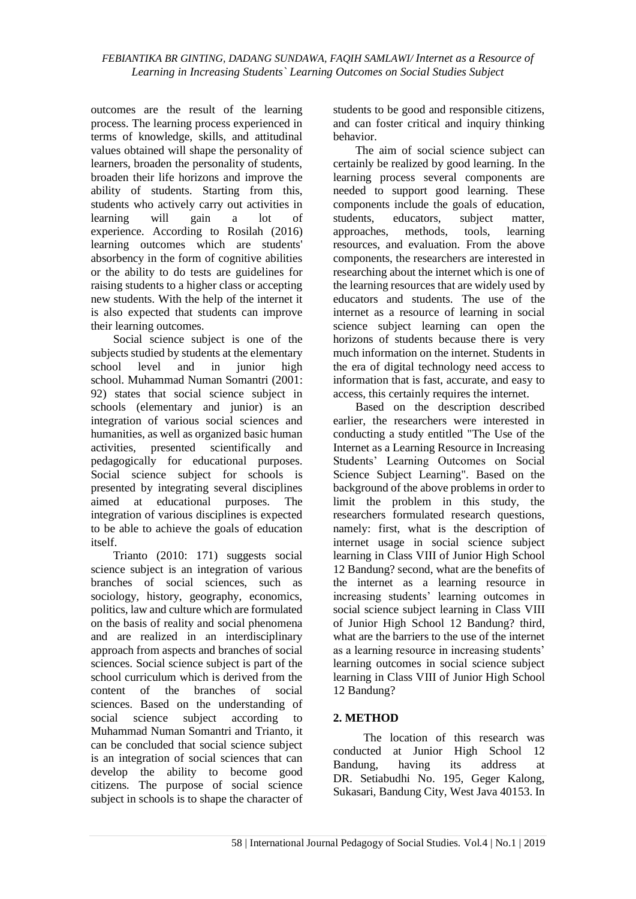outcomes are the result of the learning process. The learning process experienced in terms of knowledge, skills, and attitudinal values obtained will shape the personality of learners, broaden the personality of students, broaden their life horizons and improve the ability of students. Starting from this, students who actively carry out activities in learning will gain a lot of experience. According to Rosilah (2016) learning outcomes which are students' absorbency in the form of cognitive abilities or the ability to do tests are guidelines for raising students to a higher class or accepting new students. With the help of the internet it is also expected that students can improve their learning outcomes.

Social science subject is one of the subjects studied by students at the elementary school level and in junior high school. Muhammad Numan Somantri (2001: 92) states that social science subject in schools (elementary and junior) is an integration of various social sciences and humanities, as well as organized basic human activities, presented scientifically and pedagogically for educational purposes. Social science subject for schools is presented by integrating several disciplines aimed at educational purposes. The integration of various disciplines is expected to be able to achieve the goals of education itself.

Trianto (2010: 171) suggests social science subject is an integration of various branches of social sciences, such as sociology, history, geography, economics, politics, law and culture which are formulated on the basis of reality and social phenomena and are realized in an interdisciplinary approach from aspects and branches of social sciences. Social science subject is part of the school curriculum which is derived from the content of the branches of social sciences. Based on the understanding of social science subject according to Muhammad Numan Somantri and Trianto, it can be concluded that social science subject is an integration of social sciences that can develop the ability to become good citizens. The purpose of social science subject in schools is to shape the character of students to be good and responsible citizens, and can foster critical and inquiry thinking behavior.

The aim of social science subject can certainly be realized by good learning. In the learning process several components are needed to support good learning. These components include the goals of education, students, educators, subject matter, approaches, methods, tools, learning resources, and evaluation. From the above components, the researchers are interested in researching about the internet which is one of the learning resources that are widely used by educators and students. The use of the internet as a resource of learning in social science subject learning can open the horizons of students because there is very much information on the internet. Students in the era of digital technology need access to information that is fast, accurate, and easy to access, this certainly requires the internet.

Based on the description described earlier, the researchers were interested in conducting a study entitled "The Use of the Internet as a Learning Resource in Increasing Students' Learning Outcomes on Social Science Subject Learning". Based on the background of the above problems in order to limit the problem in this study, the researchers formulated research questions, namely: first, what is the description of internet usage in social science subject learning in Class VIII of Junior High School 12 Bandung? second, what are the benefits of the internet as a learning resource in increasing students' learning outcomes in social science subject learning in Class VIII of Junior High School 12 Bandung? third, what are the barriers to the use of the internet as a learning resource in increasing students' learning outcomes in social science subject learning in Class VIII of Junior High School 12 Bandung?

## 2. METHOD

The location of this research was conducted at Junior High School 12 Bandung, having its address at DR. Setiabudhi No. 195, Geger Kalong, Sukasari, Bandung City, West Java 40153. In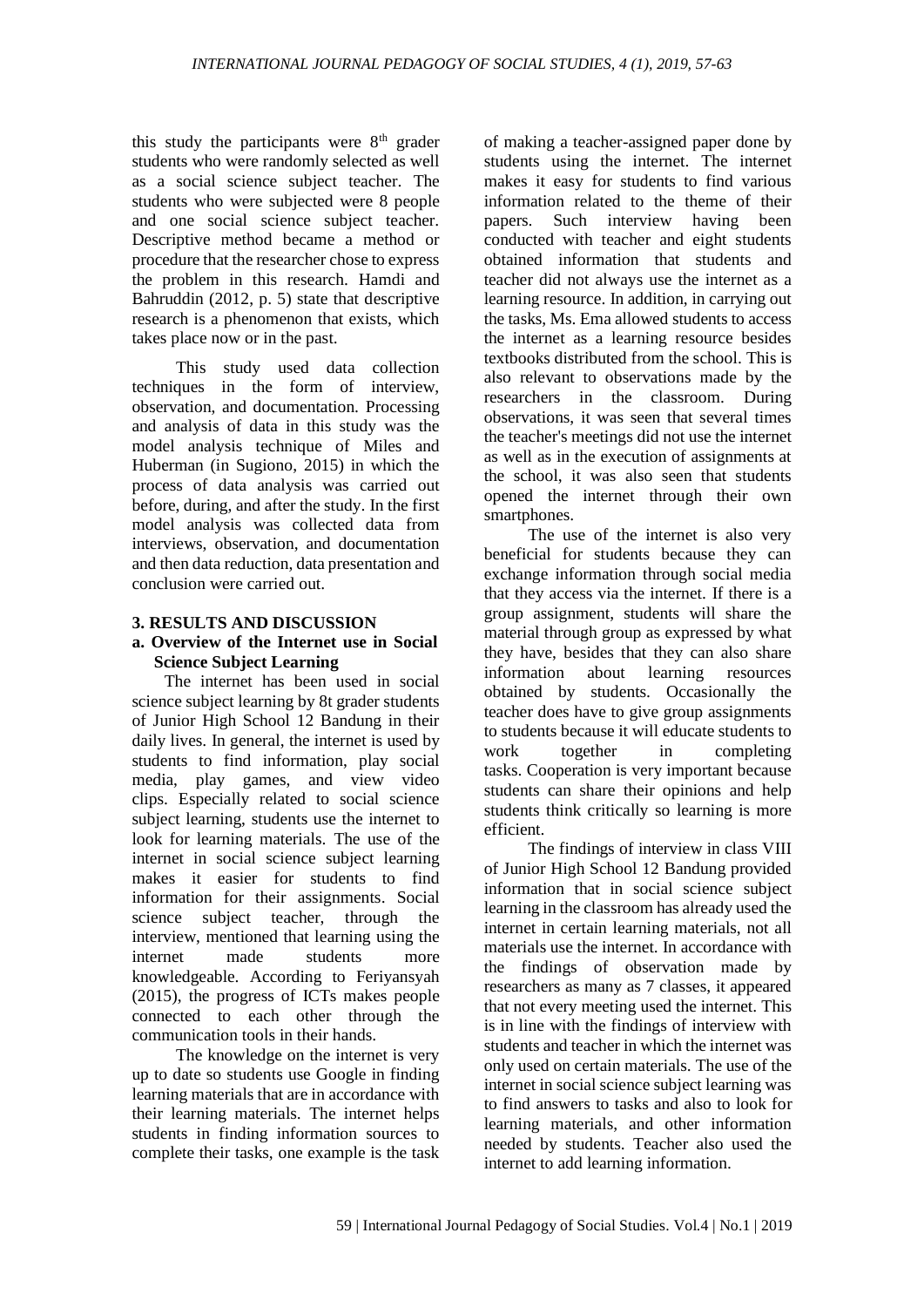this study the participants were 8th grader students who were randomly selected as well as a social science subject teacher. The students who were subjected were 8 people and one social science subject teacher. Descriptive method became a method or procedure that the researcher chose to express the problem in this research. Hamdi and Bahruddin (2012, p. 5) state that descriptive research is a phenomenon that exists, which takes place now or in the past.

This study used data collection techniques in the form of interview, observation, and documentation. Processing and analysis of data in this study was the model analysis technique of Miles and Huberman (in Sugiono, 2015) in which the process of data analysis was carried out before, during, and after the study. In the first model analysis was collected data from interviews, observation, and documentation and then data reduction, data presentation and conclusion were carried out.

## 3. RESULTS AND DISCUSSION

### a. Overview of the Internet use in Social Science Subject Learning

The internet has been used in social science subject learning by 8t grader students of Junior High School 12 Bandung in their daily lives. In general, the internet is used by students to find information, play social media, play games, and view video clips. Especially related to social science subject learning, students use the internet to look for learning materials. The use of the internet in social science subject learning makes it easier for students to find information for their assignments. Social science subject teacher, through the interview, mentioned that learning using the internet made students more knowledgeable. According to Feriyansyah (2015), the progress of ICTs makes people connected to each other through the communication tools in their hands.

The knowledge on the internet is very up to date so students use Google in finding learning materials that are in accordance with their learning materials. The internet helps students in finding information sources to complete their tasks, one example is the task of making a teacher-assigned paper done by students using the internet. The internet makes it easy for students to find various information related to the theme of their papers. Such interview having been conducted with teacher and eight students obtained information that students and teacher did not always use the internet as a learning resource. In addition, in carrying out the tasks, Ms. Ema allowed students to access the internet as a learning resource besides textbooks distributed from the school. This is also relevant to observations made by the researchers in the classroom. During observations, it was seen that several times the teacher's meetings did not use the internet as well as in the execution of assignments at the school, it was also seen that students opened the internet through their own smartphones.

The use of the internet is also very beneficial for students because they can exchange information through social media that they access via the internet. If there is a group assignment, students will share the material through group as expressed by what they have, besides that they can also share information about learning resources obtained by students. Occasionally the teacher does have to give group assignments to students because it will educate students to work together in completing tasks. Cooperation is very important because students can share their opinions and help students think critically so learning is more efficient.

The findings of interview in class VIII of Junior High School 12 Bandung provided information that in social science subject learning in the classroom has already used the internet in certain learning materials, not all materials use the internet. In accordance with the findings of observation made by researchers as many as 7 classes, it appeared that not every meeting used the internet. This is in line with the findings of interview with students and teacher in which the internet was only used on certain materials. The use of the internet in social science subject learning was to find answers to tasks and also to look for learning materials, and other information needed by students. Teacher also used the internet to add learning information.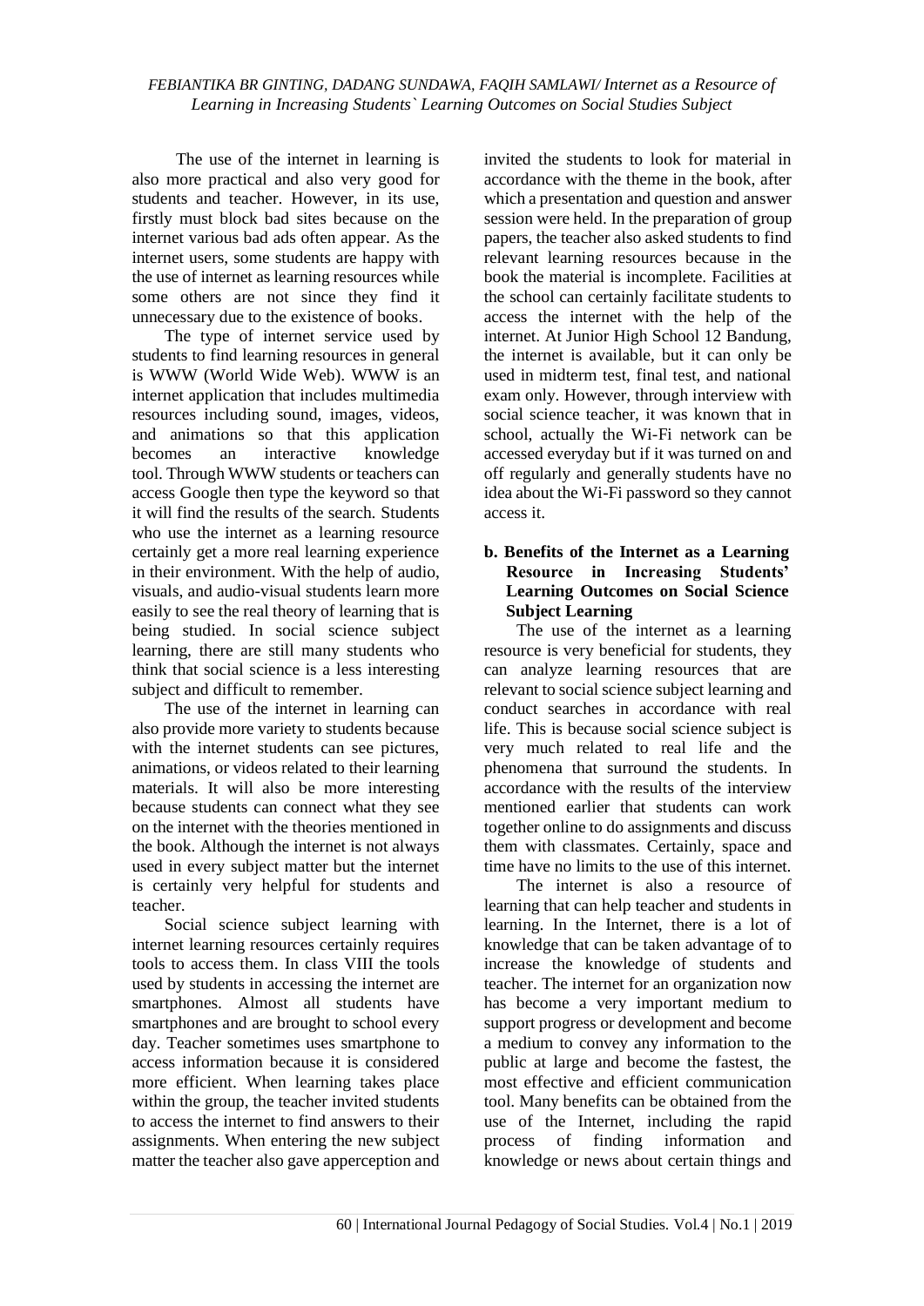The use of the internet in learning is also more practical and also very good for students and teacher. However, in its use, firstly must block bad sites because on the internet various bad ads often appear. As the internet users, some students are happy with the use of internet as learning resources while some others are not since they find it unnecessary due to the existence of books.

The type of internet service used by students to find learning resources in general is WWW (World Wide Web). WWW is an internet application that includes multimedia resources including sound, images, videos, and animations so that this application becomes an interactive knowledge tool. Through WWW students or teachers can access Google then type the keyword so that it will find the results of the search. Students who use the internet as a learning resource certainly get a more real learning experience in their environment. With the help of audio, visuals, and audio-visual students learn more easily to see the real theory of learning that is being studied. In social science subject learning, there are still many students who think that social science is a less interesting subject and difficult to remember.

The use of the internet in learning can also provide more variety to students because with the internet students can see pictures, animations, or videos related to their learning materials. It will also be more interesting because students can connect what they see on the internet with the theories mentioned in the book. Although the internet is not always used in every subject matter but the internet is certainly very helpful for students and teacher.

Social science subject learning with internet learning resources certainly requires tools to access them. In class VIII the tools used by students in accessing the internet are smartphones. Almost all students have smartphones and are brought to school every day. Teacher sometimes uses smartphone to access information because it is considered more efficient. When learning takes place within the group, the teacher invited students to access the internet to find answers to their assignments. When entering the new subject matter the teacher also gave apperception and invited the students to look for material in accordance with the theme in the book, after which a presentation and question and answer session were held. In the preparation of group papers, the teacher also asked students to find relevant learning resources because in the book the material is incomplete. Facilities at the school can certainly facilitate students to access the internet with the help of the internet. At Junior High School 12 Bandung, the internet is available, but it can only be used in midterm test, final test, and national exam only. However, through interview with social science teacher, it was known that in school, actually the Wi-Fi network can be accessed everyday but if it was turned on and off regularly and generally students have no idea about the Wi-Fi password so they cannot access it.

### b. Benefits of the Internet as a Learning Resource in Increasing Students' Learning Outcomes on Social Science Subject Learning

The use of the internet as a learning resource is very beneficial for students, they can analyze learning resources that are relevant to social science subject learning and conduct searches in accordance with real life. This is because social science subject is very much related to real life and the phenomena that surround the students. In accordance with the results of the interview mentioned earlier that students can work together online to do assignments and discuss them with classmates. Certainly, space and time have no limits to the use of this internet.

The internet is also a resource of learning that can help teacher and students in learning. In the Internet, there is a lot of knowledge that can be taken advantage of to increase the knowledge of students and teacher. The internet for an organization now has become a very important medium to support progress or development and become a medium to convey any information to the public at large and become the fastest, the most effective and efficient communication tool. Many benefits can be obtained from the use of the Internet, including the rapid process of finding information and knowledge or news about certain things and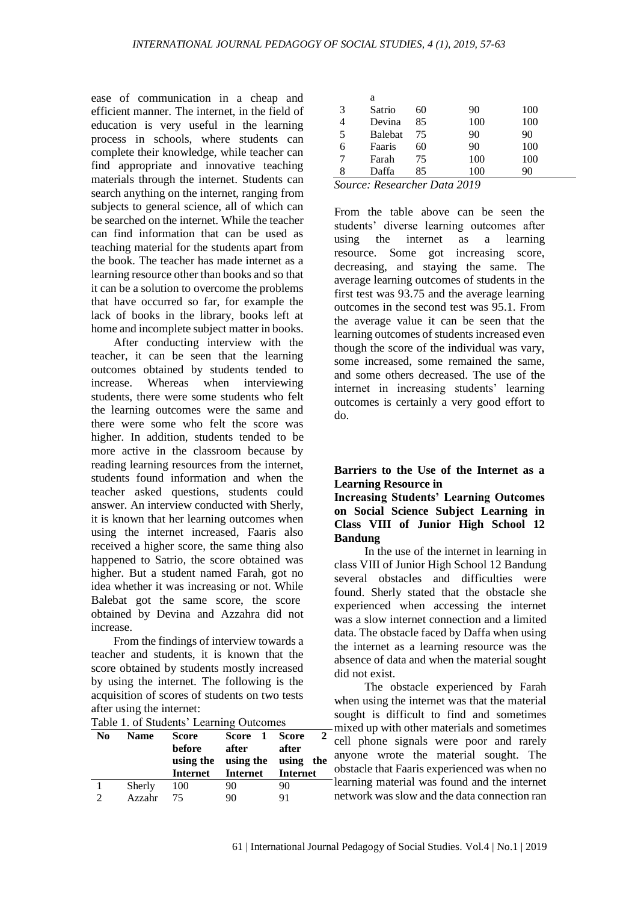ease of communication in a cheap and efficient manner. The internet, in the field of education is very useful in the learning process in schools, where students can complete their knowledge, while teacher can find appropriate and innovative teaching materials through the internet. Students can search anything on the internet, ranging from subjects to general science, all of which can be searched on the internet. While the teacher can find information that can be used as teaching material for the students apart from the book. The teacher has made internet as a learning resource other than books and so that it can be a solution to overcome the problems that have occurred so far, for example the lack of books in the library, books left at home and incomplete subject matter in books.

After conducting interview with the teacher, it can be seen that the learning outcomes obtained by students tended to increase. Whereas when interviewing students, there were some students who felt the learning outcomes were the same and there were some who felt the score was higher. In addition, students tended to be more active in the classroom because by reading learning resources from the internet, students found information and when the teacher asked questions, students could answer. An interview conducted with Sherly, it is known that her learning outcomes when using the internet increased, Faaris also received a higher score, the same thing also happened to Satrio, the score obtained was higher. But a student named Farah, got no idea whether it was increasing or not. While Balebat got the same score, the score obtained by Devina and Azzahra did not increase.

From the findings of interview towards a teacher and students, it is known that the score obtained by students mostly increased by using the internet. The following is the acquisition of scores of students on two tests after using the internet:

Table 1. of Students' Learning Outcomes

| No | Name | Score before using the Internet | Score 1 after using the Internet | Score 2 after using the Internet |
|---|---|---|---|---|
| 1 | Sherly | 100 | 90 | 90 |
| 2 | Azzahra | 75 | 90 | 91 |
| 3 | Satrio | 60 | 90 | 100 |
| 4 | Devina | 85 | 100 | 100 |
| 5 | Balebat | 75 | 90 | 90 |
| 6 | Faaris | 60 | 90 | 100 |
| 7 | Farah | 75 | 100 | 100 |
| 8 | Daffa | 85 | 100 | 90 |

*Source: Researcher Data 2019*

From the table above can be seen the students' diverse learning outcomes after using the internet as a learning resource. Some got increasing score, decreasing, and staying the same. The average learning outcomes of students in the first test was 93.75 and the average learning outcomes in the second test was 95.1. From the average value it can be seen that the learning outcomes of students increased even though the score of the individual was vary, some increased, some remained the same, and some others decreased. The use of the internet in increasing students' learning outcomes is certainly a very good effort to do.

**Barriers to the Use of the Internet as a Learning Resource in Increasing Students' Learning Outcomes on Social Science Subject Learning in Class VIII of Junior High School 12 Bandung**

In the use of the internet in learning in class VIII of Junior High School 12 Bandung several obstacles and difficulties were found. Sherly stated that the obstacle she experienced when accessing the internet was a slow internet connection and a limited data. The obstacle faced by Daffa when using the internet as a learning resource was the absence of data and when the material sought did not exist.

The obstacle experienced by Farah when using the internet was that the material sought is difficult to find and sometimes mixed up with other materials and sometimes cell phone signals were poor and rarely anyone wrote the material sought. The obstacle that Faaris experienced was when no learning material was found and the internet network was slow and the data connection ran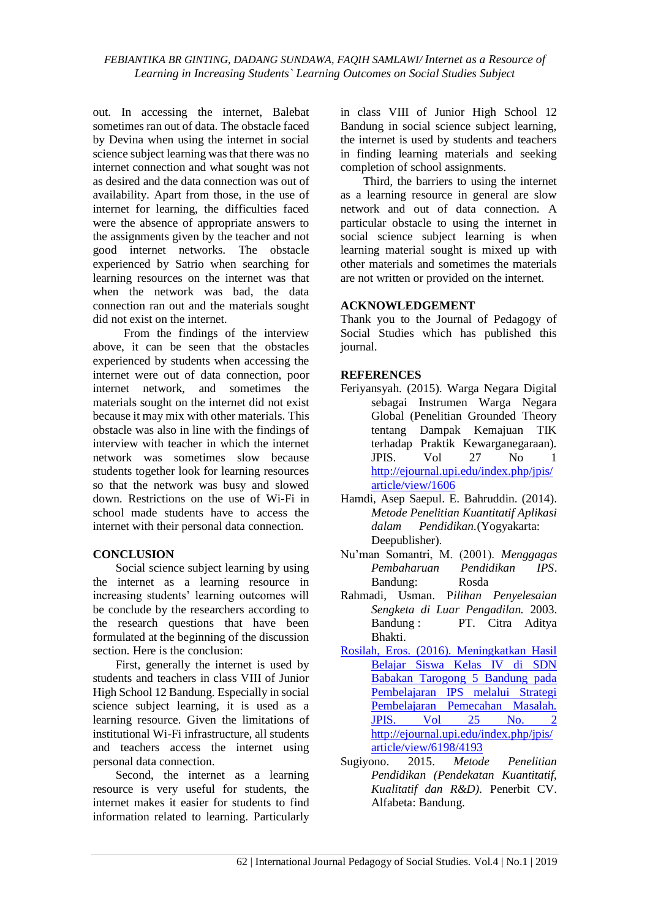out. In accessing the internet, Balebat sometimes ran out of data. The obstacle faced by Devina when using the internet in social science subject learning was that there was no internet connection and what sought was not as desired and the data connection was out of availability. Apart from those, in the use of internet for learning, the difficulties faced were the absence of appropriate answers to the assignments given by the teacher and not good internet networks. The obstacle experienced by Satrio when searching for learning resources on the internet was that when the network was bad, the data connection ran out and the materials sought did not exist on the internet.

From the findings of the interview above, it can be seen that the obstacles experienced by students when accessing the internet were out of data connection, poor internet network, and sometimes the materials sought on the internet did not exist because it may mix with other materials. This obstacle was also in line with the findings of interview with teacher in which the internet network was sometimes slow because students together look for learning resources so that the network was busy and slowed down. Restrictions on the use of Wi-Fi in school made students have to access the internet with their personal data connection.

## CONCLUSION

Social science subject learning by using the internet as a learning resource in increasing students' learning outcomes will be conclude by the researchers according to the research questions that have been formulated at the beginning of the discussion section. Here is the conclusion:

First, generally the internet is used by students and teachers in class VIII of Junior High School 12 Bandung. Especially in social science subject learning, it is used as a learning resource. Given the limitations of institutional Wi-Fi infrastructure, all students and teachers access the internet using personal data connection.

Second, the internet as a learning resource is very useful for students, the internet makes it easier for students to find information related to learning. Particularly in class VIII of Junior High School 12 Bandung in social science subject learning, the internet is used by students and teachers in finding learning materials and seeking completion of school assignments.

Third, the barriers to using the internet as a learning resource in general are slow network and out of data connection. A particular obstacle to using the internet in social science subject learning is when learning material sought is mixed up with other materials and sometimes the materials are not written or provided on the internet.

## ACKNOWLEDGEMENT

Thank you to the Journal of Pedagogy of Social Studies which has published this journal.

## REFERENCES

Feriyansyah. (2015). Warga Negara Digital sebagai Instrumen Warga Negara Global (Penelitian Grounded Theory tentang Dampak Kemajuan TIK terhadap Praktik Kewarganegaraan). JPIS. Vol 27 No 1 http://ejournal.upi.edu/index.php/jpis/article/view/1606

Hamdi, Asep Saepul. E. Bahruddin. (2014). *Metode Penelitian Kuantitatif Aplikasi dalam Pendidikan.*(Yogyakarta: Deepublisher).

Nu'man Somantri, M. (2001). *Menggagas Pembaharuan Pendidikan IPS*. Bandung: Rosda

Rahmadi, Usman. P*ilihan Penyelesaian Sengketa di Luar Pengadilan.* 2003. Bandung : PT. Citra Aditya Bhakti.

Rosilah, Eros. (2016). Meningkatkan Hasil Belajar Siswa Kelas IV di SDN Babakan Tarogong 5 Bandung pada Pembelajaran IPS melalui Strategi Pembelajaran Pemecahan Masalah. JPIS. Vol 25 No. 2 http://ejournal.upi.edu/index.php/jpis/article/view/6198/4193

Sugiyono. 2015. *Metode Penelitian Pendidikan (Pendekatan Kuantitatif, Kualitatif dan R&D).* Penerbit CV. Alfabeta: Bandung.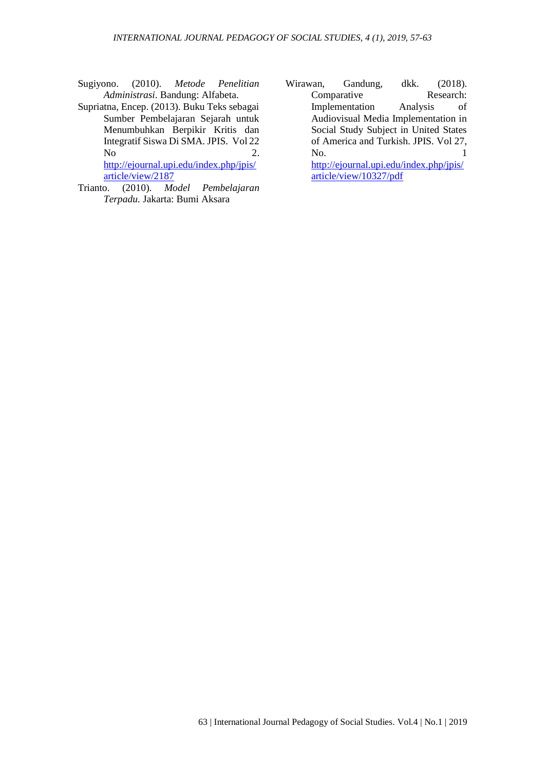Sugiyono. (2010). *Metode Penelitian Administrasi*. Bandung: Alfabeta.

Supriatna, Encep. (2013). Buku Teks sebagai Sumber Pembelajaran Sejarah untuk Menumbuhkan Berpikir Kritis dan Integratif Siswa Di SMA. JPIS. Vol 22 No 2. [http://ejournal.upi.edu/index.php/jpis/article/view/2187](http://ejournal.upi.edu/index.php/jpis/article/view/2187)

Trianto. (2010). *Model Pembelajaran Terpadu.* Jakarta: Bumi Aksara

Wirawan, Gandung, dkk. (2018). Comparative Research: Implementation Analysis of Audiovisual Media Implementation in Social Study Subject in United States of America and Turkish. JPIS. Vol 27, No. 1 [http://ejournal.upi.edu/index.php/jpis/article/view/10327/pdf](http://ejournal.upi.edu/index.php/jpis/article/view/10327/pdf)